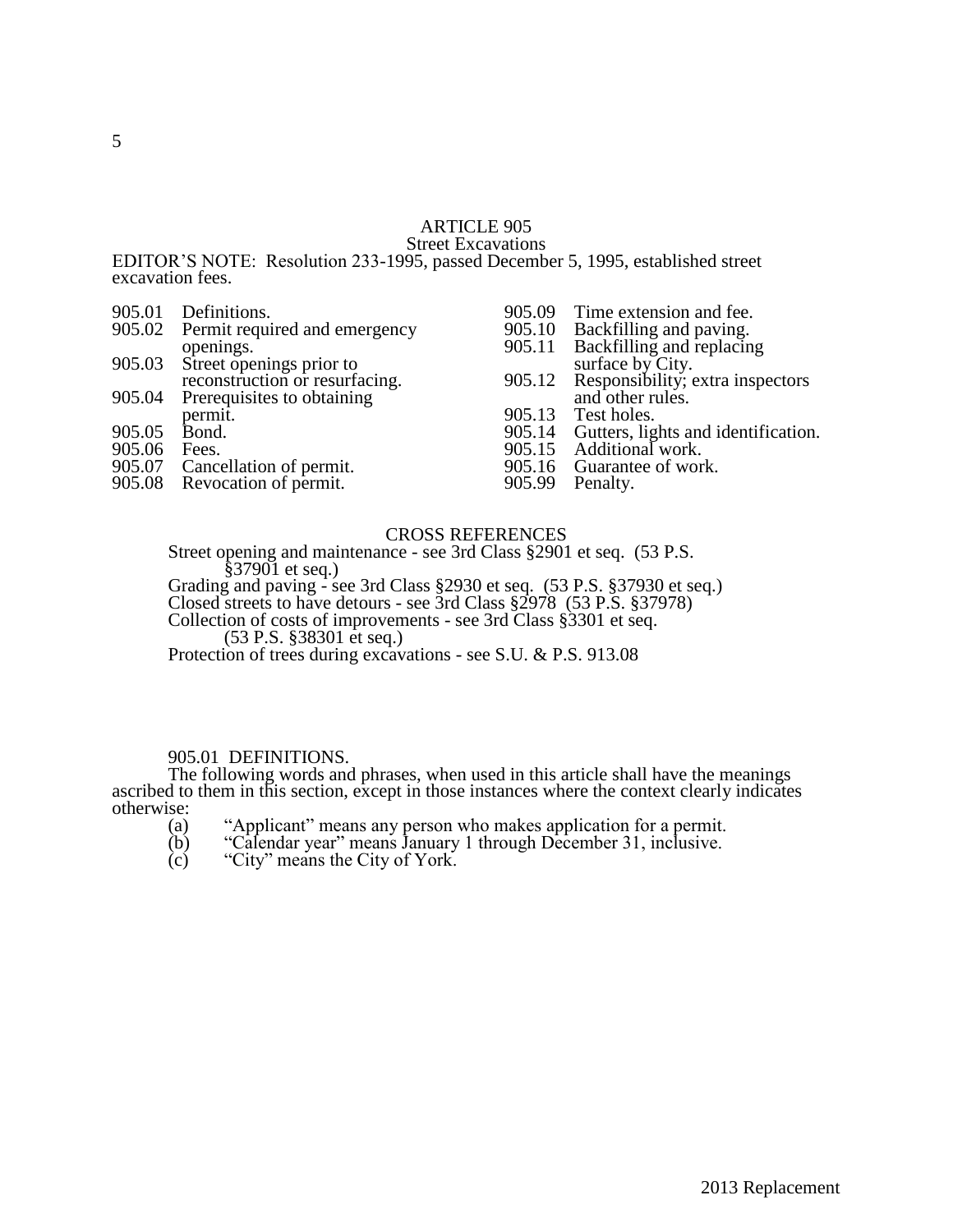# ARTICLE 905
## Street Excavations

EDITOR'S NOTE: Resolution 233-1995, passed December 5, 1995, established street excavation fees.

| | |
|---|---|
| 905.01 | Definitions. |
| 905.02 | Permit required and emergency openings. |
| 905.03 | Street openings prior to reconstruction or resurfacing. |
| 905.04 | Prerequisites to obtaining permit. |
| 905.05 | Bond. |
| 905.06 | Fees. |
| 905.07 | Cancellation of permit. |
| 905.08 | Revocation of permit. |
| 905.09 | Time extension and fee. |
| 905.10 | Backfilling and paving. |
| 905.11 | Backfilling and replacing surface by City. |
| 905.12 | Responsibility; extra inspectors and other rules. |
| 905.13 | Test holes. |
| 905.14 | Gutters, lights and identification. |
| 905.15 | Additional work. |
| 905.16 | Guarantee of work. |
| 905.99 | Penalty. |

### CROSS REFERENCES

Street opening and maintenance - see 3rd Class §2901 et seq. (53 P.S. §37901 et seq.)
Grading and paving - see 3rd Class §2930 et seq. (53 P.S. §37930 et seq.)
Closed streets to have detours - see 3rd Class §2978 (53 P.S. §37978)
Collection of costs of improvements - see 3rd Class §3301 et seq. (53 P.S. §38301 et seq.)
Protection of trees during excavations - see S.U. & P.S. 913.08

### 905.01 DEFINITIONS.

The following words and phrases, when used in this article shall have the meanings ascribed to them in this section, except in those instances where the context clearly indicates otherwise:

(a) "Applicant" means any person who makes application for a permit.
(b) "Calendar year" means January 1 through December 31, inclusive.
(c) "City" means the City of York.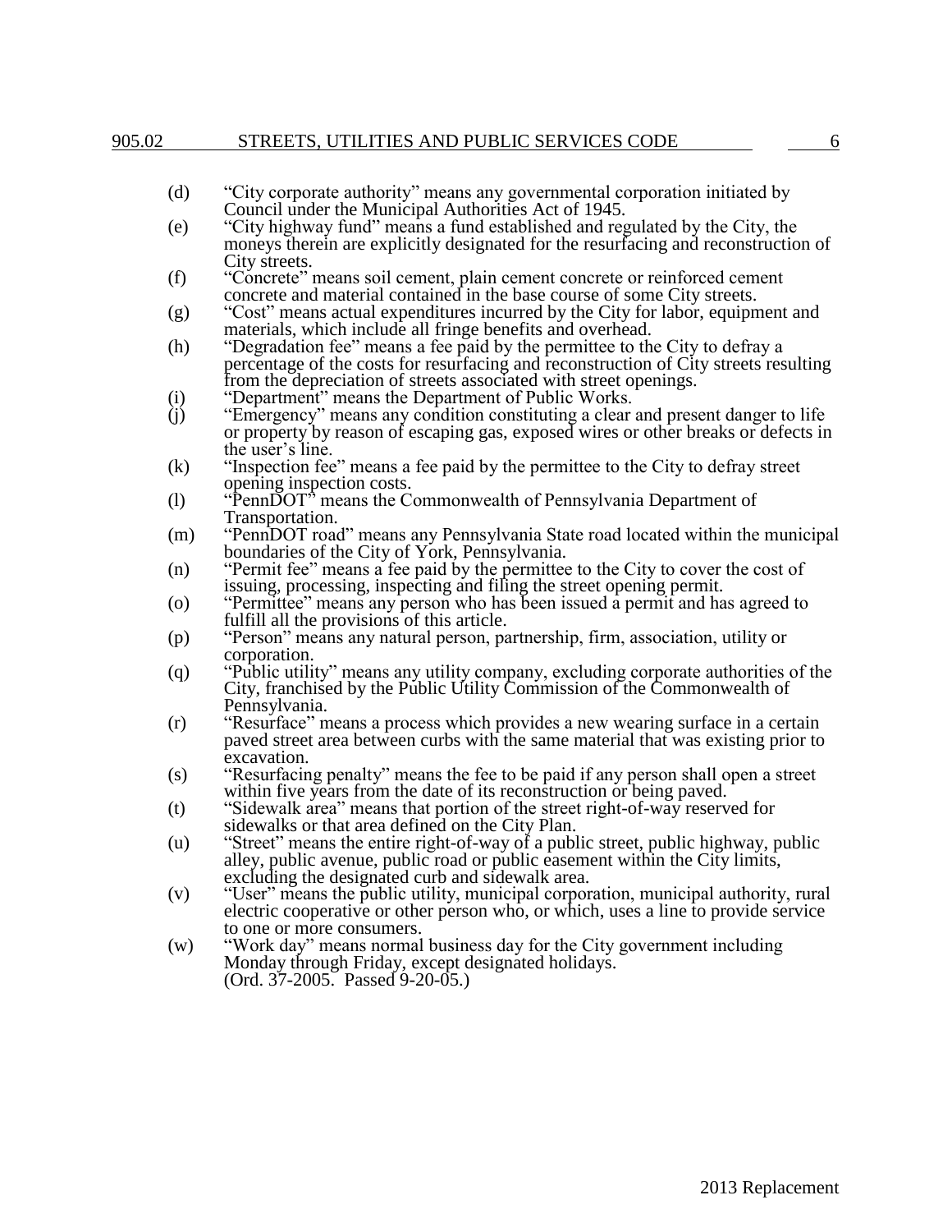(d) "City corporate authority" means any governmental corporation initiated by Council under the Municipal Authorities Act of 1945.

(e) "City highway fund" means a fund established and regulated by the City, the moneys therein are explicitly designated for the resurfacing and reconstruction of City streets.

(f) "Concrete" means soil cement, plain cement concrete or reinforced cement concrete and material contained in the base course of some City streets.

(g) "Cost" means actual expenditures incurred by the City for labor, equipment and materials, which include all fringe benefits and overhead.

(h) "Degradation fee" means a fee paid by the permittee to the City to defray a percentage of the costs for resurfacing and reconstruction of City streets resulting from the depreciation of streets associated with street openings.

(i) "Department" means the Department of Public Works.

(j) "Emergency" means any condition constituting a clear and present danger to life or property by reason of escaping gas, exposed wires or other breaks or defects in the user's line.

(k) "Inspection fee" means a fee paid by the permittee to the City to defray street opening inspection costs.

(l) "PennDOT" means the Commonwealth of Pennsylvania Department of Transportation.

(m) "PennDOT road" means any Pennsylvania State road located within the municipal boundaries of the City of York, Pennsylvania.

(n) "Permit fee" means a fee paid by the permittee to the City to cover the cost of issuing, processing, inspecting and filing the street opening permit.

(o) "Permittee" means any person who has been issued a permit and has agreed to fulfill all the provisions of this article.

(p) "Person" means any natural person, partnership, firm, association, utility or corporation.

(q) "Public utility" means any utility company, excluding corporate authorities of the City, franchised by the Public Utility Commission of the Commonwealth of Pennsylvania.

(r) "Resurface" means a process which provides a new wearing surface in a certain paved street area between curbs with the same material that was existing prior to excavation.

(s) "Resurfacing penalty" means the fee to be paid if any person shall open a street within five years from the date of its reconstruction or being paved.

(t) "Sidewalk area" means that portion of the street right-of-way reserved for sidewalks or that area defined on the City Plan.

(u) "Street" means the entire right-of-way of a public street, public highway, public alley, public avenue, public road or public easement within the City limits, excluding the designated curb and sidewalk area.

(v) "User" means the public utility, municipal corporation, municipal authority, rural electric cooperative or other person who, or which, uses a line to provide service to one or more consumers.

(w) "Work day" means normal business day for the City government including Monday through Friday, except designated holidays.
(Ord. 37-2005. Passed 9-20-05.)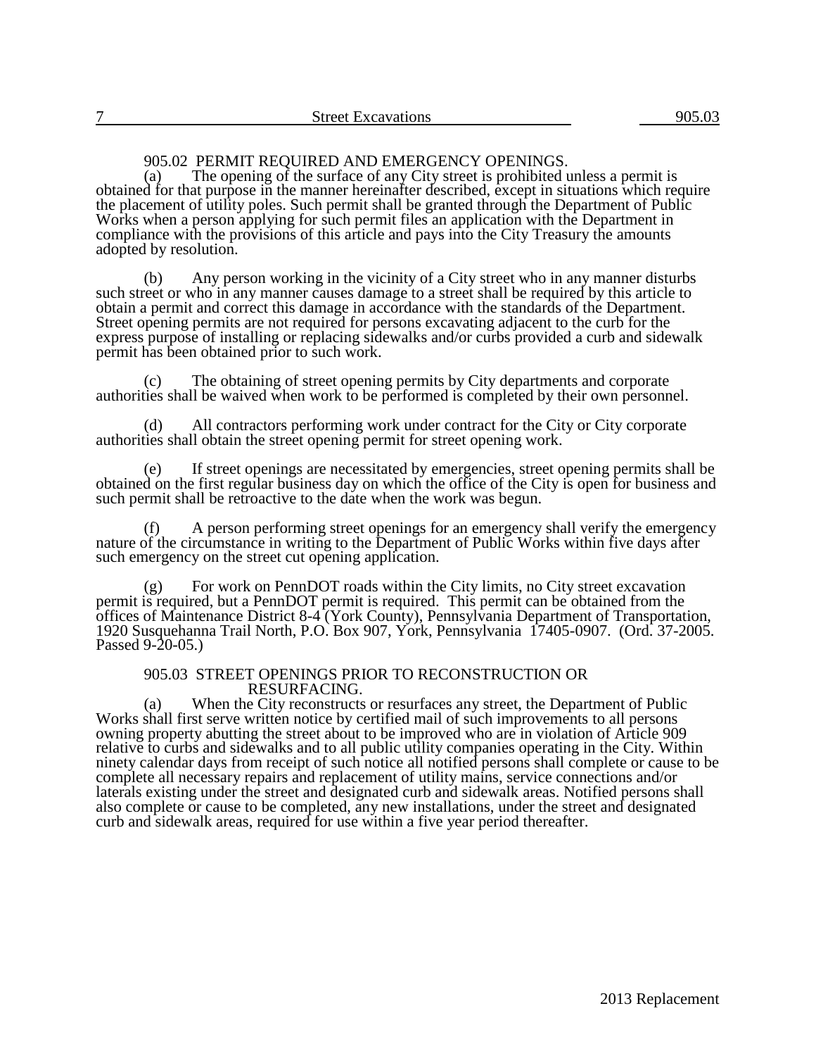905.02 PERMIT REQUIRED AND EMERGENCY OPENINGS.

(a) The opening of the surface of any City street is prohibited unless a permit is obtained for that purpose in the manner hereinafter described, except in situations which require the placement of utility poles. Such permit shall be granted through the Department of Public Works when a person applying for such permit files an application with the Department in compliance with the provisions of this article and pays into the City Treasury the amounts adopted by resolution.

(b) Any person working in the vicinity of a City street who in any manner disturbs such street or who in any manner causes damage to a street shall be required by this article to obtain a permit and correct this damage in accordance with the standards of the Department. Street opening permits are not required for persons excavating adjacent to the curb for the express purpose of installing or replacing sidewalks and/or curbs provided a curb and sidewalk permit has been obtained prior to such work.

(c) The obtaining of street opening permits by City departments and corporate authorities shall be waived when work to be performed is completed by their own personnel.

(d) All contractors performing work under contract for the City or City corporate authorities shall obtain the street opening permit for street opening work.

(e) If street openings are necessitated by emergencies, street opening permits shall be obtained on the first regular business day on which the office of the City is open for business and such permit shall be retroactive to the date when the work was begun.

(f) A person performing street openings for an emergency shall verify the emergency nature of the circumstance in writing to the Department of Public Works within five days after such emergency on the street cut opening application.

(g) For work on PennDOT roads within the City limits, no City street excavation permit is required, but a PennDOT permit is required. This permit can be obtained from the offices of Maintenance District 8-4 (York County), Pennsylvania Department of Transportation, 1920 Susquehanna Trail North, P.O. Box 907, York, Pennsylvania 17405-0907. (Ord. 37-2005. Passed 9-20-05.)

905.03 STREET OPENINGS PRIOR TO RECONSTRUCTION OR RESURFACING.

(a) When the City reconstructs or resurfaces any street, the Department of Public Works shall first serve written notice by certified mail of such improvements to all persons owning property abutting the street about to be improved who are in violation of Article 909 relative to curbs and sidewalks and to all public utility companies operating in the City. Within ninety calendar days from receipt of such notice all notified persons shall complete or cause to be complete all necessary repairs and replacement of utility mains, service connections and/or laterals existing under the street and designated curb and sidewalk areas. Notified persons shall also complete or cause to be completed, any new installations, under the street and designated curb and sidewalk areas, required for use within a five year period thereafter.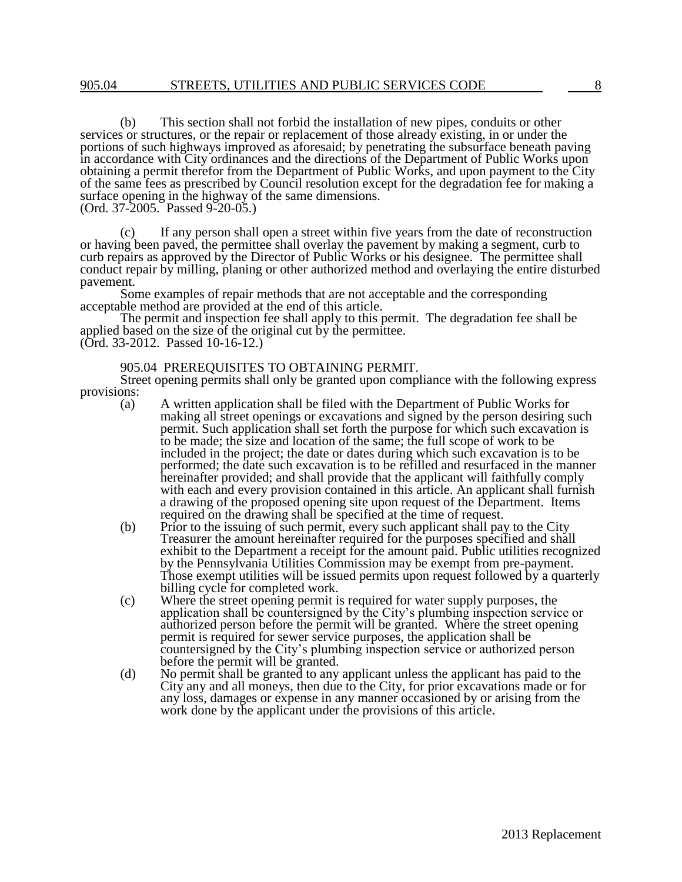(b) This section shall not forbid the installation of new pipes, conduits or other services or structures, or the repair or replacement of those already existing, in or under the portions of such highways improved as aforesaid; by penetrating the subsurface beneath paving in accordance with City ordinances and the directions of the Department of Public Works upon obtaining a permit therefor from the Department of Public Works, and upon payment to the City of the same fees as prescribed by Council resolution except for the degradation fee for making a surface opening in the highway of the same dimensions.
(Ord. 37-2005. Passed 9-20-05.)

(c) If any person shall open a street within five years from the date of reconstruction or having been paved, the permittee shall overlay the pavement by making a segment, curb to curb repairs as approved by the Director of Public Works or his designee. The permittee shall conduct repair by milling, planing or other authorized method and overlaying the entire disturbed pavement.

Some examples of repair methods that are not acceptable and the corresponding acceptable method are provided at the end of this article.

The permit and inspection fee shall apply to this permit. The degradation fee shall be applied based on the size of the original cut by the permittee.
(Ord. 33-2012. Passed 10-16-12.)

### 905.04 PREREQUISITES TO OBTAINING PERMIT.

Street opening permits shall only be granted upon compliance with the following express provisions:

(a) A written application shall be filed with the Department of Public Works for making all street openings or excavations and signed by the person desiring such permit. Such application shall set forth the purpose for which such excavation is to be made; the size and location of the same; the full scope of work to be included in the project; the date or dates during which such excavation is to be performed; the date such excavation is to be refilled and resurfaced in the manner hereinafter provided; and shall provide that the applicant will faithfully comply with each and every provision contained in this article. An applicant shall furnish a drawing of the proposed opening site upon request of the Department. Items required on the drawing shall be specified at the time of request.

(b) Prior to the issuing of such permit, every such applicant shall pay to the City Treasurer the amount hereinafter required for the purposes specified and shall exhibit to the Department a receipt for the amount paid. Public utilities recognized by the Pennsylvania Utilities Commission may be exempt from pre-payment. Those exempt utilities will be issued permits upon request followed by a quarterly billing cycle for completed work.

(c) Where the street opening permit is required for water supply purposes, the application shall be countersigned by the City's plumbing inspection service or authorized person before the permit will be granted. Where the street opening permit is required for sewer service purposes, the application shall be countersigned by the City's plumbing inspection service or authorized person before the permit will be granted.

(d) No permit shall be granted to any applicant unless the applicant has paid to the City any and all moneys, then due to the City, for prior excavations made or for any loss, damages or expense in any manner occasioned by or arising from the work done by the applicant under the provisions of this article.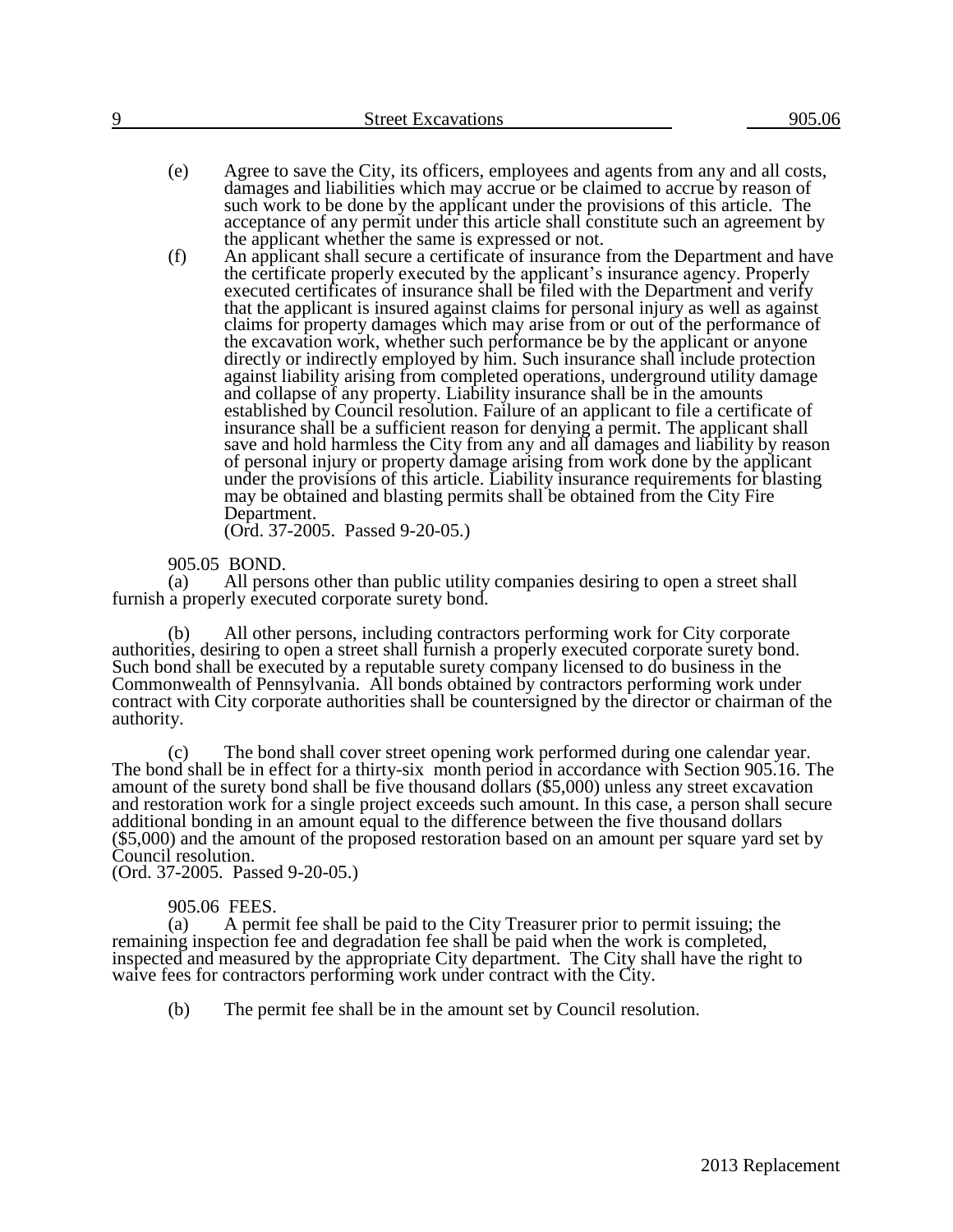(e) Agree to save the City, its officers, employees and agents from any and all costs, damages and liabilities which may accrue or be claimed to accrue by reason of such work to be done by the applicant under the provisions of this article. The acceptance of any permit under this article shall constitute such an agreement by the applicant whether the same is expressed or not.

(f) An applicant shall secure a certificate of insurance from the Department and have the certificate properly executed by the applicant's insurance agency. Properly executed certificates of insurance shall be filed with the Department and verify that the applicant is insured against claims for personal injury as well as against claims for property damages which may arise from or out of the performance of the excavation work, whether such performance be by the applicant or anyone directly or indirectly employed by him. Such insurance shall include protection against liability arising from completed operations, underground utility damage and collapse of any property. Liability insurance shall be in the amounts established by Council resolution. Failure of an applicant to file a certificate of insurance shall be a sufficient reason for denying a permit. The applicant shall save and hold harmless the City from any and all damages and liability by reason of personal injury or property damage arising from work done by the applicant under the provisions of this article. Liability insurance requirements for blasting may be obtained and blasting permits shall be obtained from the City Fire Department.

(Ord. 37-2005. Passed 9-20-05.)

905.05 BOND.

(a) All persons other than public utility companies desiring to open a street shall furnish a properly executed corporate surety bond.

(b) All other persons, including contractors performing work for City corporate authorities, desiring to open a street shall furnish a properly executed corporate surety bond. Such bond shall be executed by a reputable surety company licensed to do business in the Commonwealth of Pennsylvania. All bonds obtained by contractors performing work under contract with City corporate authorities shall be countersigned by the director or chairman of the authority.

(c) The bond shall cover street opening work performed during one calendar year. The bond shall be in effect for a thirty-six month period in accordance with Section 905.16. The amount of the surety bond shall be five thousand dollars ($5,000) unless any street excavation and restoration work for a single project exceeds such amount. In this case, a person shall secure additional bonding in an amount equal to the difference between the five thousand dollars ($5,000) and the amount of the proposed restoration based on an amount per square yard set by Council resolution.

(Ord. 37-2005. Passed 9-20-05.)

905.06 FEES.

(a) A permit fee shall be paid to the City Treasurer prior to permit issuing; the remaining inspection fee and degradation fee shall be paid when the work is completed, inspected and measured by the appropriate City department. The City shall have the right to waive fees for contractors performing work under contract with the City.

(b) The permit fee shall be in the amount set by Council resolution.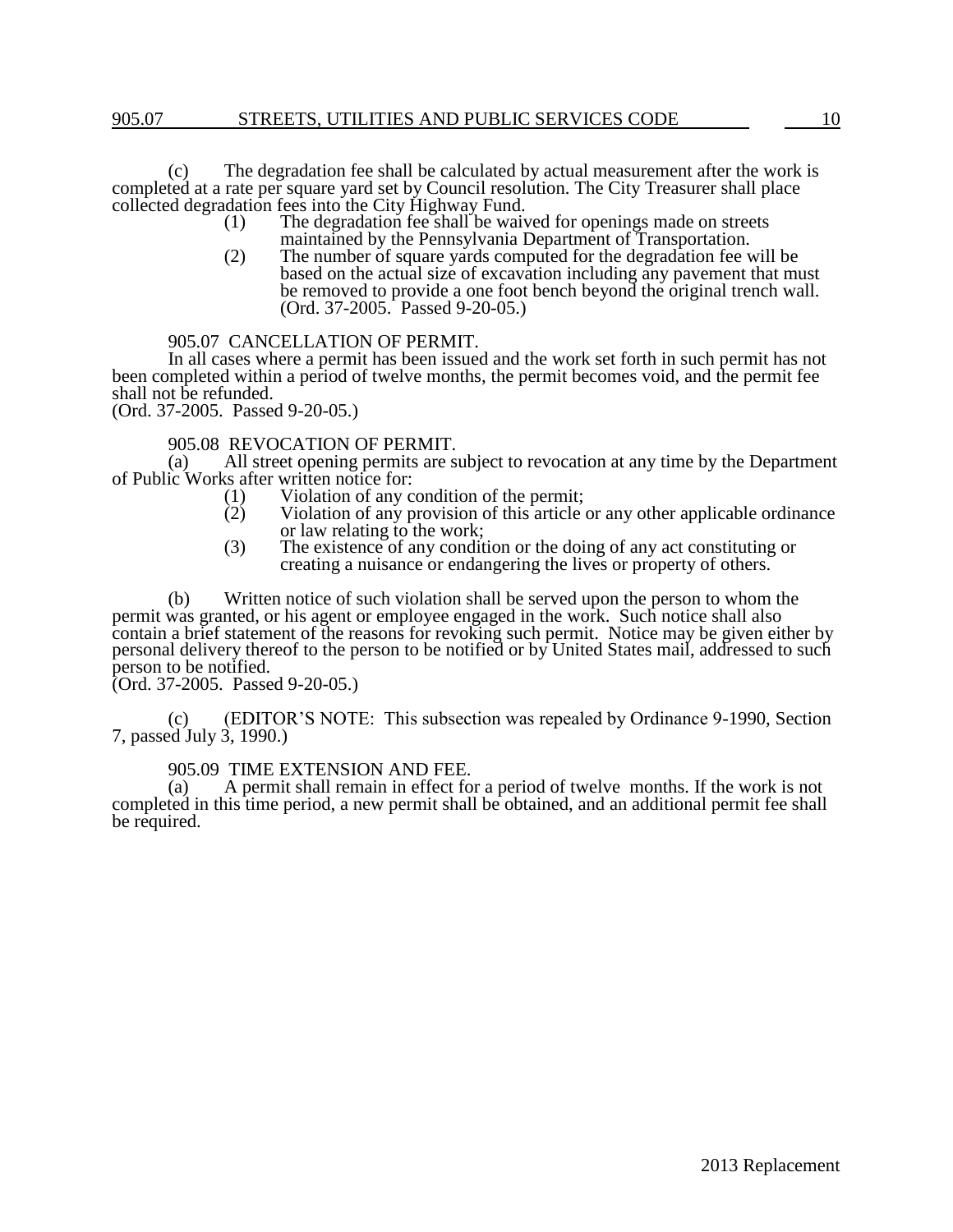(c) The degradation fee shall be calculated by actual measurement after the work is completed at a rate per square yard set by Council resolution. The City Treasurer shall place collected degradation fees into the City Highway Fund.

(1) The degradation fee shall be waived for openings made on streets maintained by the Pennsylvania Department of Transportation.

(2) The number of square yards computed for the degradation fee will be based on the actual size of excavation including any pavement that must be removed to provide a one foot bench beyond the original trench wall. (Ord. 37-2005. Passed 9-20-05.)

## 905.07 CANCELLATION OF PERMIT.

In all cases where a permit has been issued and the work set forth in such permit has not been completed within a period of twelve months, the permit becomes void, and the permit fee shall not be refunded.
(Ord. 37-2005. Passed 9-20-05.)

## 905.08 REVOCATION OF PERMIT.

(a) All street opening permits are subject to revocation at any time by the Department of Public Works after written notice for:

(1) Violation of any condition of the permit;

(2) Violation of any provision of this article or any other applicable ordinance or law relating to the work;

(3) The existence of any condition or the doing of any act constituting or creating a nuisance or endangering the lives or property of others.

(b) Written notice of such violation shall be served upon the person to whom the permit was granted, or his agent or employee engaged in the work. Such notice shall also contain a brief statement of the reasons for revoking such permit. Notice may be given either by personal delivery thereof to the person to be notified or by United States mail, addressed to such person to be notified.
(Ord. 37-2005. Passed 9-20-05.)

(c) (EDITOR'S NOTE: This subsection was repealed by Ordinance 9-1990, Section 7, passed July 3, 1990.)

## 905.09 TIME EXTENSION AND FEE.

(a) A permit shall remain in effect for a period of twelve months. If the work is not completed in this time period, a new permit shall be obtained, and an additional permit fee shall be required.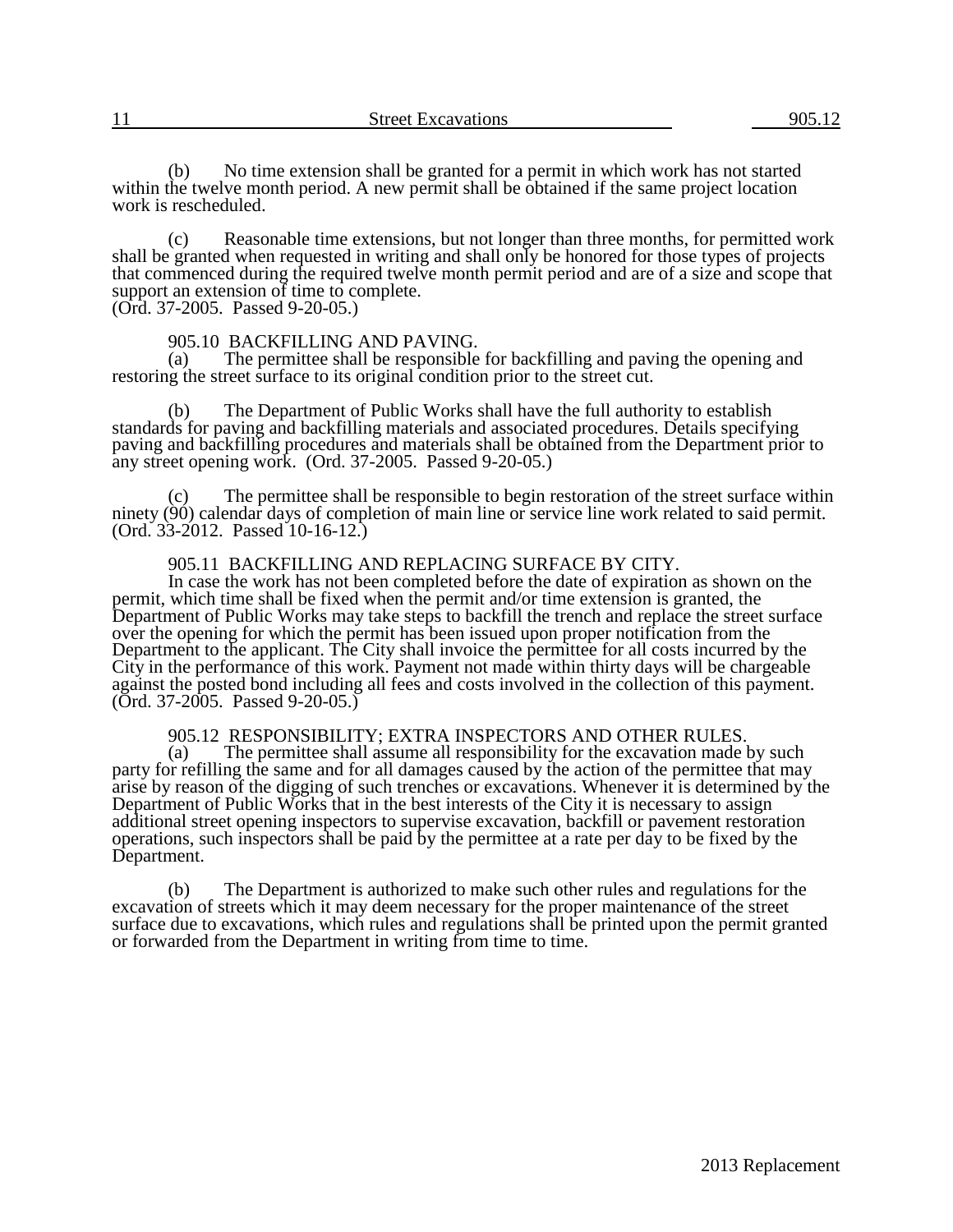(b) No time extension shall be granted for a permit in which work has not started within the twelve month period. A new permit shall be obtained if the same project location work is rescheduled.

(c) Reasonable time extensions, but not longer than three months, for permitted work shall be granted when requested in writing and shall only be honored for those types of projects that commenced during the required twelve month permit period and are of a size and scope that support an extension of time to complete.
(Ord. 37-2005. Passed 9-20-05.)

### 905.10 BACKFILLING AND PAVING.

(a) The permittee shall be responsible for backfilling and paving the opening and restoring the street surface to its original condition prior to the street cut.

(b) The Department of Public Works shall have the full authority to establish standards for paving and backfilling materials and associated procedures. Details specifying paving and backfilling procedures and materials shall be obtained from the Department prior to any street opening work. (Ord. 37-2005. Passed 9-20-05.)

(c) The permittee shall be responsible to begin restoration of the street surface within ninety (90) calendar days of completion of main line or service line work related to said permit. (Ord. 33-2012. Passed 10-16-12.)

### 905.11 BACKFILLING AND REPLACING SURFACE BY CITY.

In case the work has not been completed before the date of expiration as shown on the permit, which time shall be fixed when the permit and/or time extension is granted, the Department of Public Works may take steps to backfill the trench and replace the street surface over the opening for which the permit has been issued upon proper notification from the Department to the applicant. The City shall invoice the permittee for all costs incurred by the City in the performance of this work. Payment not made within thirty days will be chargeable against the posted bond including all fees and costs involved in the collection of this payment. (Ord. 37-2005. Passed 9-20-05.)

### 905.12 RESPONSIBILITY; EXTRA INSPECTORS AND OTHER RULES.

(a) The permittee shall assume all responsibility for the excavation made by such party for refilling the same and for all damages caused by the action of the permittee that may arise by reason of the digging of such trenches or excavations. Whenever it is determined by the Department of Public Works that in the best interests of the City it is necessary to assign additional street opening inspectors to supervise excavation, backfill or pavement restoration operations, such inspectors shall be paid by the permittee at a rate per day to be fixed by the Department.

(b) The Department is authorized to make such other rules and regulations for the excavation of streets which it may deem necessary for the proper maintenance of the street surface due to excavations, which rules and regulations shall be printed upon the permit granted or forwarded from the Department in writing from time to time.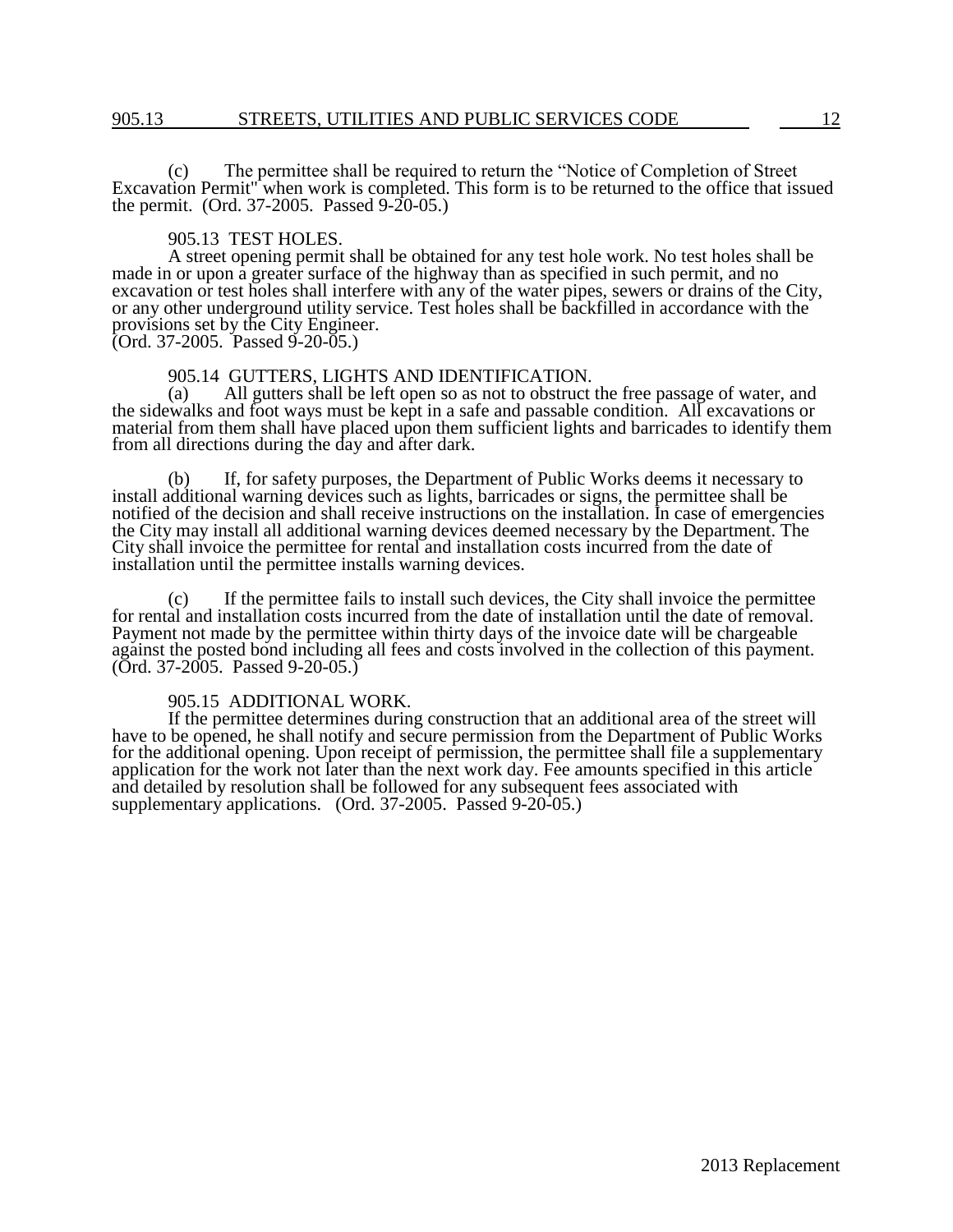(c) The permittee shall be required to return the "Notice of Completion of Street Excavation Permit" when work is completed. This form is to be returned to the office that issued the permit. (Ord. 37-2005. Passed 9-20-05.)

### 905.13 TEST HOLES.

A street opening permit shall be obtained for any test hole work. No test holes shall be made in or upon a greater surface of the highway than as specified in such permit, and no excavation or test holes shall interfere with any of the water pipes, sewers or drains of the City, or any other underground utility service. Test holes shall be backfilled in accordance with the provisions set by the City Engineer.
(Ord. 37-2005. Passed 9-20-05.)

### 905.14 GUTTERS, LIGHTS AND IDENTIFICATION.

(a) All gutters shall be left open so as not to obstruct the free passage of water, and the sidewalks and foot ways must be kept in a safe and passable condition. All excavations or material from them shall have placed upon them sufficient lights and barricades to identify them from all directions during the day and after dark.

(b) If, for safety purposes, the Department of Public Works deems it necessary to install additional warning devices such as lights, barricades or signs, the permittee shall be notified of the decision and shall receive instructions on the installation. In case of emergencies the City may install all additional warning devices deemed necessary by the Department. The City shall invoice the permittee for rental and installation costs incurred from the date of installation until the permittee installs warning devices.

(c) If the permittee fails to install such devices, the City shall invoice the permittee for rental and installation costs incurred from the date of installation until the date of removal. Payment not made by the permittee within thirty days of the invoice date will be chargeable against the posted bond including all fees and costs involved in the collection of this payment. (Ord. 37-2005. Passed 9-20-05.)

### 905.15 ADDITIONAL WORK.

If the permittee determines during construction that an additional area of the street will have to be opened, he shall notify and secure permission from the Department of Public Works for the additional opening. Upon receipt of permission, the permittee shall file a supplementary application for the work not later than the next work day. Fee amounts specified in this article and detailed by resolution shall be followed for any subsequent fees associated with supplementary applications. (Ord. 37-2005. Passed 9-20-05.)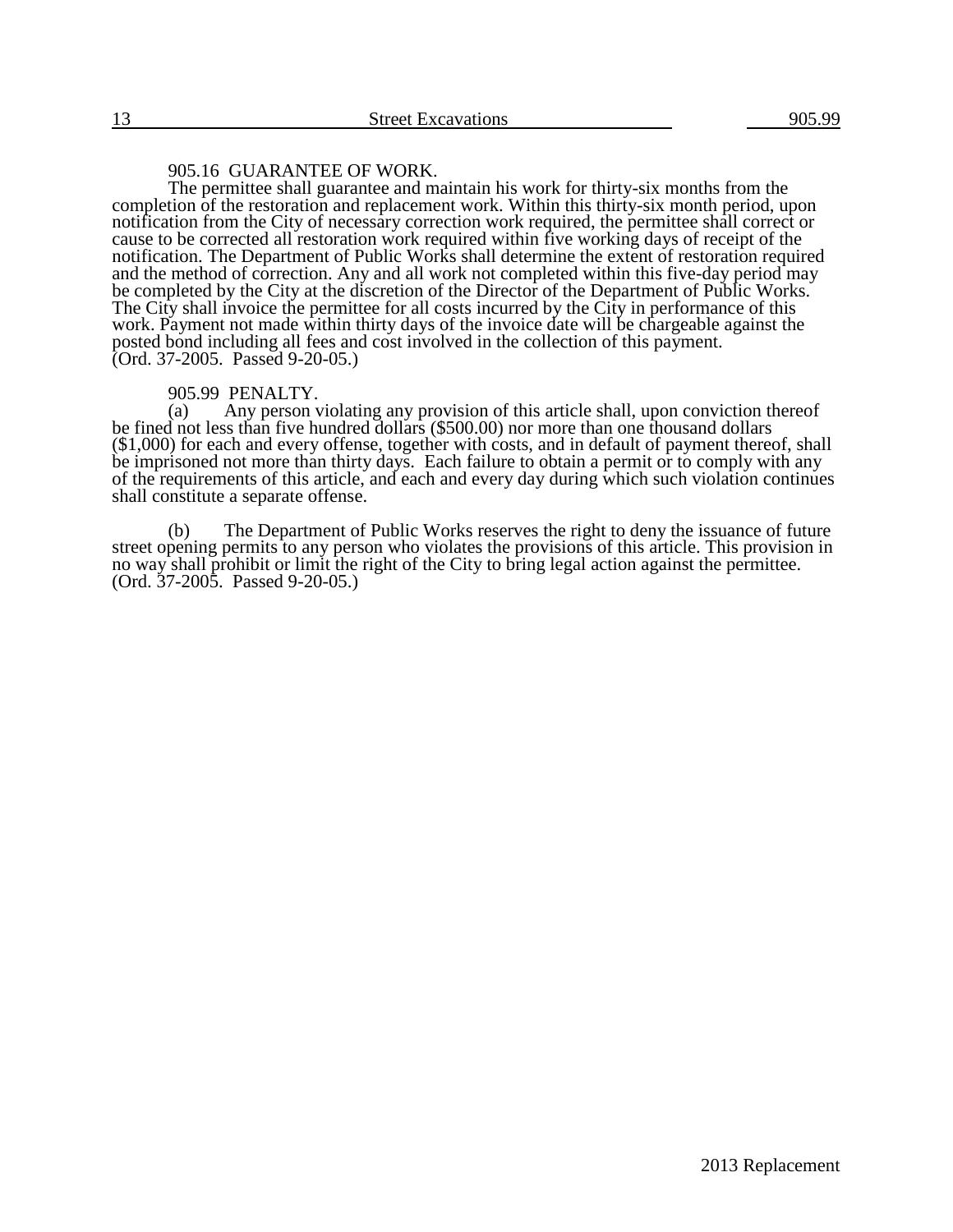905.16 GUARANTEE OF WORK.

The permittee shall guarantee and maintain his work for thirty-six months from the completion of the restoration and replacement work. Within this thirty-six month period, upon notification from the City of necessary correction work required, the permittee shall correct or cause to be corrected all restoration work required within five working days of receipt of the notification. The Department of Public Works shall determine the extent of restoration required and the method of correction. Any and all work not completed within this five-day period may be completed by the City at the discretion of the Director of the Department of Public Works. The City shall invoice the permittee for all costs incurred by the City in performance of this work. Payment not made within thirty days of the invoice date will be chargeable against the posted bond including all fees and cost involved in the collection of this payment.
(Ord. 37-2005. Passed 9-20-05.)

905.99 PENALTY.

(a) Any person violating any provision of this article shall, upon conviction thereof be fined not less than five hundred dollars ($500.00) nor more than one thousand dollars ($1,000) for each and every offense, together with costs, and in default of payment thereof, shall be imprisoned not more than thirty days. Each failure to obtain a permit or to comply with any of the requirements of this article, and each and every day during which such violation continues shall constitute a separate offense.

(b) The Department of Public Works reserves the right to deny the issuance of future street opening permits to any person who violates the provisions of this article. This provision in no way shall prohibit or limit the right of the City to bring legal action against the permittee.
(Ord. 37-2005. Passed 9-20-05.)